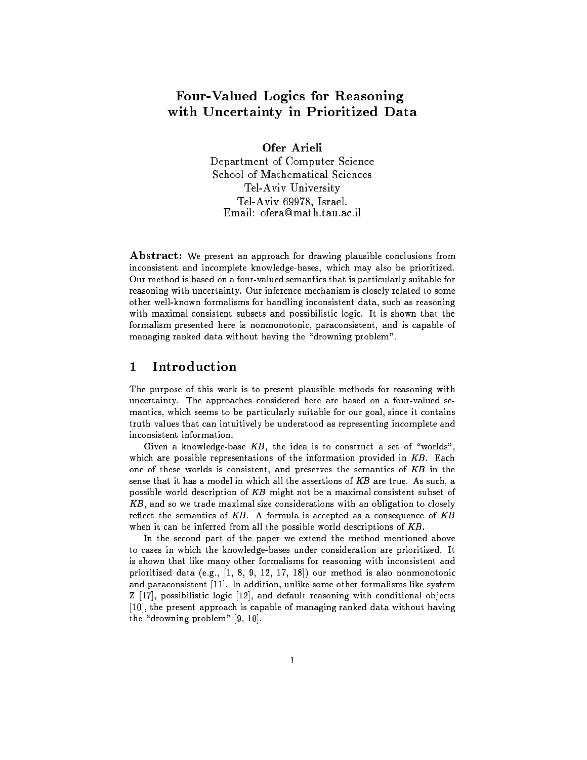# Four-Valued Logics for Reasoning with Uncertainty in Prioritized Data

**Ofer Arieli**

Department of Computer Science
School of Mathematical Sciences
Tel-Aviv University
Tel-Aviv 69978, Israel.
Email: ofera@math.tau.ac.il

**Abstract:** We present an approach for drawing plausible conclusions from inconsistent and incomplete knowledge-bases, which may also be prioritized. Our method is based on a four-valued semantics that is particularly suitable for reasoning with uncertainty. Our inference mechanism is closely related to some other well-known formalisms for handling inconsistent data, such as reasoning with maximal consistent subsets and possibilistic logic. It is shown that the formalism presented here is nonmonotonic, paraconsistent, and is capable of managing ranked data without having the "drowning problem".

## 1 Introduction

The purpose of this work is to present plausible methods for reasoning with uncertainty. The approaches considered here are based on a four-valued semantics, which seems to be particularly suitable for our goal, since it contains truth values that can intuitively be understood as representing incomplete and inconsistent information.

Given a knowledge-base *KB*, the idea is to construct a set of "worlds", which are possible representations of the information provided in *KB*. Each one of these worlds is consistent, and preserves the semantics of *KB* in the sense that it has a model in which all the assertions of *KB* are true. As such, a possible world description of *KB* might not be a maximal consistent subset of *KB*, and so we trade maximal size considerations with an obligation to closely reflect the semantics of *KB*. A formula is accepted as a consequence of *KB* when it can be inferred from all the possible world descriptions of *KB*.

In the second part of the paper we extend the method mentioned above to cases in which the knowledge-bases under consideration are prioritized. It is shown that like many other formalisms for reasoning with inconsistent and prioritized data (e.g., [1, 8, 9, 12, 17, 18]) our method is also nonmonotonic and paraconsistent [11]. In addition, unlike some other formalisms like system Z [17], possibilistic logic [12], and default reasoning with conditional objects [10], the present approach is capable of managing ranked data without having the "drowning problem" [9, 10].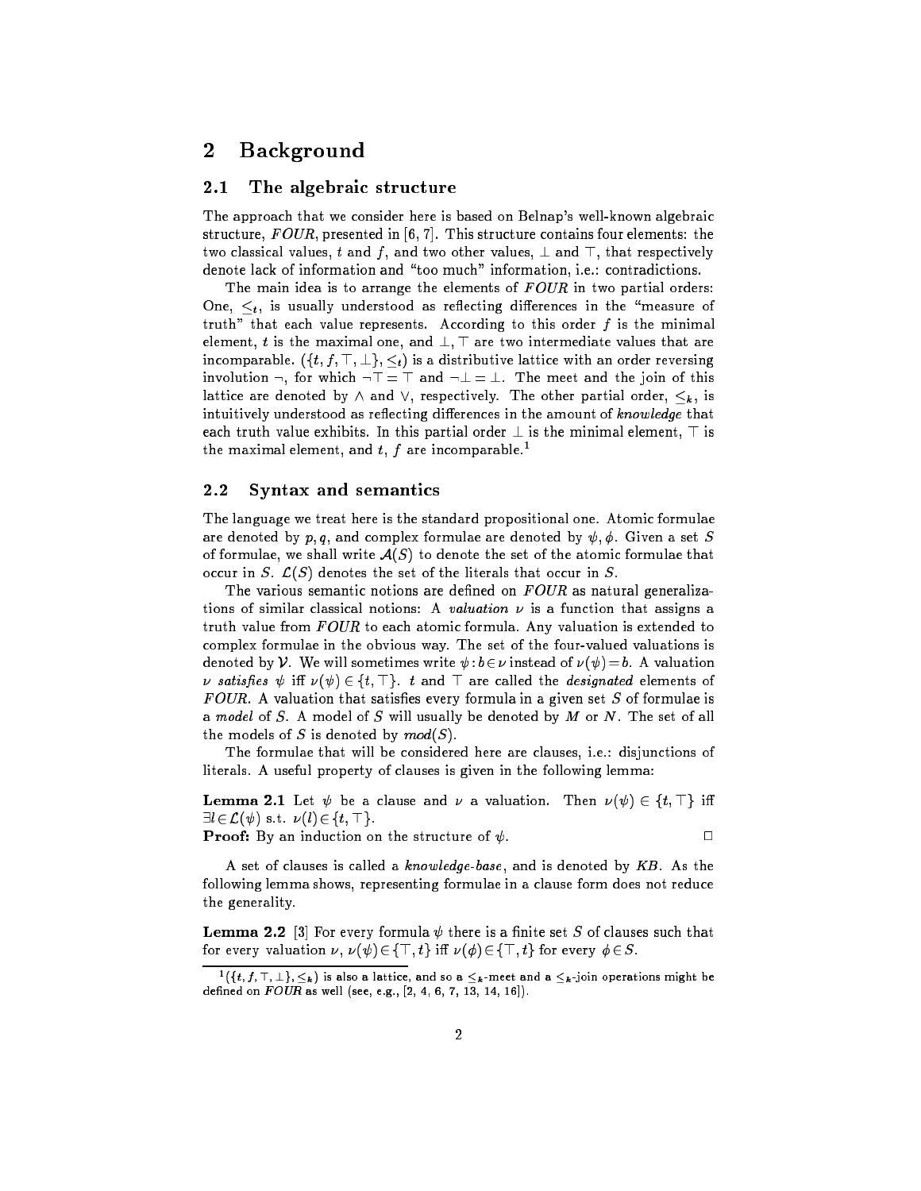## 2 Background

### 2.1 The algebraic structure

The approach that we consider here is based on Belnap's well-known algebraic structure, *FOUR*, presented in [6, 7]. This structure contains four elements: the two classical values, $t$ and $f$, and two other values, $\bot$ and $\top$, that respectively denote lack of information and "too much" information, i.e.: contradictions.

The main idea is to arrange the elements of *FOUR* in two partial orders: One, $\leq_t$, is usually understood as reflecting differences in the "measure of truth" that each value represents. According to this order $f$ is the minimal element, $t$ is the maximal one, and $\bot, \top$ are two intermediate values that are incomparable. $(\{t, f, \top, \bot\}, \leq_t)$ is a distributive lattice with an order reversing involution $\neg$, for which $\neg\top = \top$ and $\neg\bot = \bot$. The meet and the join of this lattice are denoted by $\wedge$ and $\vee$, respectively. The other partial order, $\leq_k$, is intuitively understood as reflecting differences in the amount of *knowledge* that each truth value exhibits. In this partial order $\bot$ is the minimal element, $\top$ is the maximal element, and $t$, $f$ are incomparable.[1]

### 2.2 Syntax and semantics

The language we treat here is the standard propositional one. Atomic formulae are denoted by $p, q$, and complex formulae are denoted by $\psi, \phi$. Given a set $S$ of formulae, we shall write $\mathcal{A}(S)$ to denote the set of the atomic formulae that occur in $S$. $\mathcal{L}(S)$ denotes the set of the literals that occur in $S$.

The various semantic notions are defined on *FOUR* as natural generalizations of similar classical notions: A *valuation* $\nu$ is a function that assigns a truth value from *FOUR* to each atomic formula. Any valuation is extended to complex formulae in the obvious way. The set of the four-valued valuations is denoted by $\mathcal{V}$. We will sometimes write $\psi : b \in \nu$ instead of $\nu(\psi) = b$. A valuation $\nu$ *satisfies* $\psi$ iff $\nu(\psi) \in \{t, \top\}$. $t$ and $\top$ are called the *designated* elements of *FOUR*. A valuation that satisfies every formula in a given set $S$ of formulae is a *model* of $S$. A model of $S$ will usually be denoted by $M$ or $N$. The set of all the models of $S$ is denoted by $mod(S)$.

The formulae that will be considered here are clauses, i.e.: disjunctions of literals. A useful property of clauses is given in the following lemma:

**Lemma 2.1** Let $\psi$ be a clause and $\nu$ a valuation. Then $\nu(\psi) \in \{t, \top\}$ iff $\exists l \in \mathcal{L}(\psi)$ s.t. $\nu(l) \in \{t, \top\}$.

**Proof:** By an induction on the structure of $\psi$. □

A set of clauses is called a *knowledge-base*, and is denoted by $KB$. As the following lemma shows, representing formulae in a clause form does not reduce the generality.

**Lemma 2.2** [3] For every formula $\psi$ there is a finite set $S$ of clauses such that for every valuation $\nu$, $\nu(\psi) \in \{\top, t\}$ iff $\nu(\phi) \in \{\top, t\}$ for every $\phi \in S$.

[1] $(\{t, f, \top, \bot\}, \leq_k)$ is also a lattice, and so a $\leq_k$-meet and a $\leq_k$-join operations might be defined on *FOUR* as well (see, e.g., [2, 4, 6, 7, 13, 14, 16]).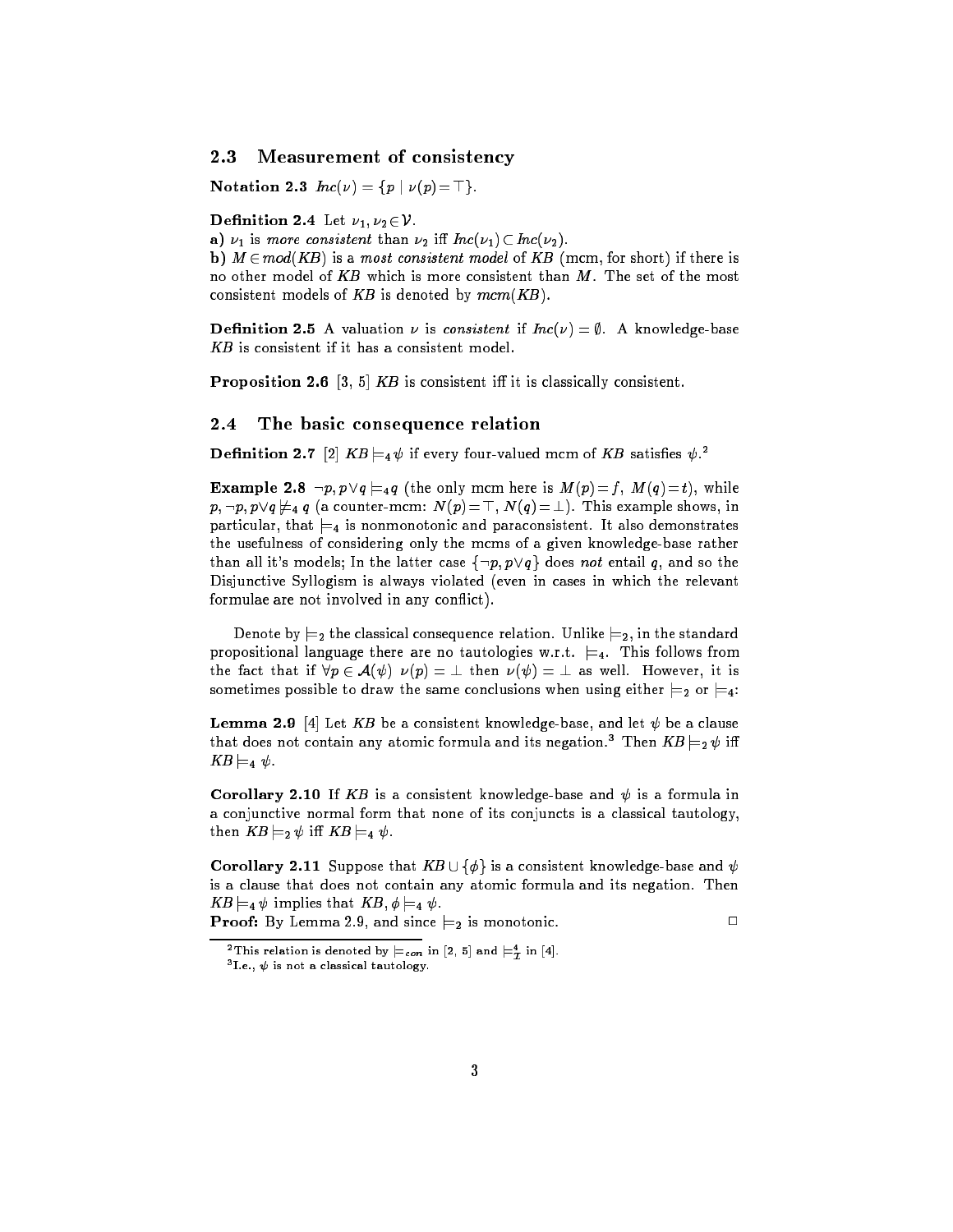### 2.3 Measurement of consistency

**Notation 2.3** $Inc(\nu) = \{p \mid \nu(p) = \top\}$.

**Definition 2.4** Let $\nu_1, \nu_2 \in \mathcal{V}$.

**a)** $\nu_1$ is *more consistent* than $\nu_2$ iff $Inc(\nu_1) \subset Inc(\nu_2)$.

**b)** $M \in mod(KB)$ is a *most consistent model* of $KB$ (mcm, for short) if there is no other model of $KB$ which is more consistent than $M$. The set of the most consistent models of $KB$ is denoted by $mcm(KB)$.

**Definition 2.5** A valuation $\nu$ is *consistent* if $Inc(\nu) = \emptyset$. A knowledge-base $KB$ is consistent if it has a consistent model.

**Proposition 2.6** [3, 5] $KB$ is consistent iff it is classically consistent.

### 2.4 The basic consequence relation

**Definition 2.7** [2] $KB \models_4 \psi$ if every four-valued mcm of $KB$ satisfies $\psi$.[2]

**Example 2.8** $\neg p, p \vee q \models_4 q$ (the only mcm here is $M(p) = f$, $M(q) = t$), while $p, \neg p, p \vee q \not\models_4 q$ (a counter-mcm: $N(p) = \top$, $N(q) = \bot$). This example shows, in particular, that $\models_4$ is nonmonotonic and paraconsistent. It also demonstrates the usefulness of considering only the mcms of a given knowledge-base rather than all it's models; In the latter case $\{\neg p, p \vee q\}$ does *not* entail $q$, and so the Disjunctive Syllogism is always violated (even in cases in which the relevant formulae are not involved in any conflict).

Denote by $\models_2$ the classical consequence relation. Unlike $\models_2$, in the standard propositional language there are no tautologies w.r.t. $\models_4$. This follows from the fact that if $\forall p \in \mathcal{A}(\psi)$ $\nu(p) = \bot$ then $\nu(\psi) = \bot$ as well. However, it is sometimes possible to draw the same conclusions when using either $\models_2$ or $\models_4$:

**Lemma 2.9** [4] Let $KB$ be a consistent knowledge-base, and let $\psi$ be a clause that does not contain any atomic formula and its negation.[3] Then $KB \models_2 \psi$ iff $KB \models_4 \psi$.

**Corollary 2.10** If $KB$ is a consistent knowledge-base and $\psi$ is a formula in a conjunctive normal form that none of its conjuncts is a classical tautology, then $KB \models_2 \psi$ iff $KB \models_4 \psi$.

**Corollary 2.11** Suppose that $KB \cup \{\phi\}$ is a consistent knowledge-base and $\psi$ is a clause that does not contain any atomic formula and its negation. Then $KB \models_4 \psi$ implies that $KB, \phi \models_4 \psi$.

**Proof:** By Lemma 2.9, and since $\models_2$ is monotonic. □

---

[2] This relation is denoted by $\models_{con}$ in [2, 5] and $\models^4_{\mathcal{I}}$ in [4].

[3] I.e., $\psi$ is not a classical tautology.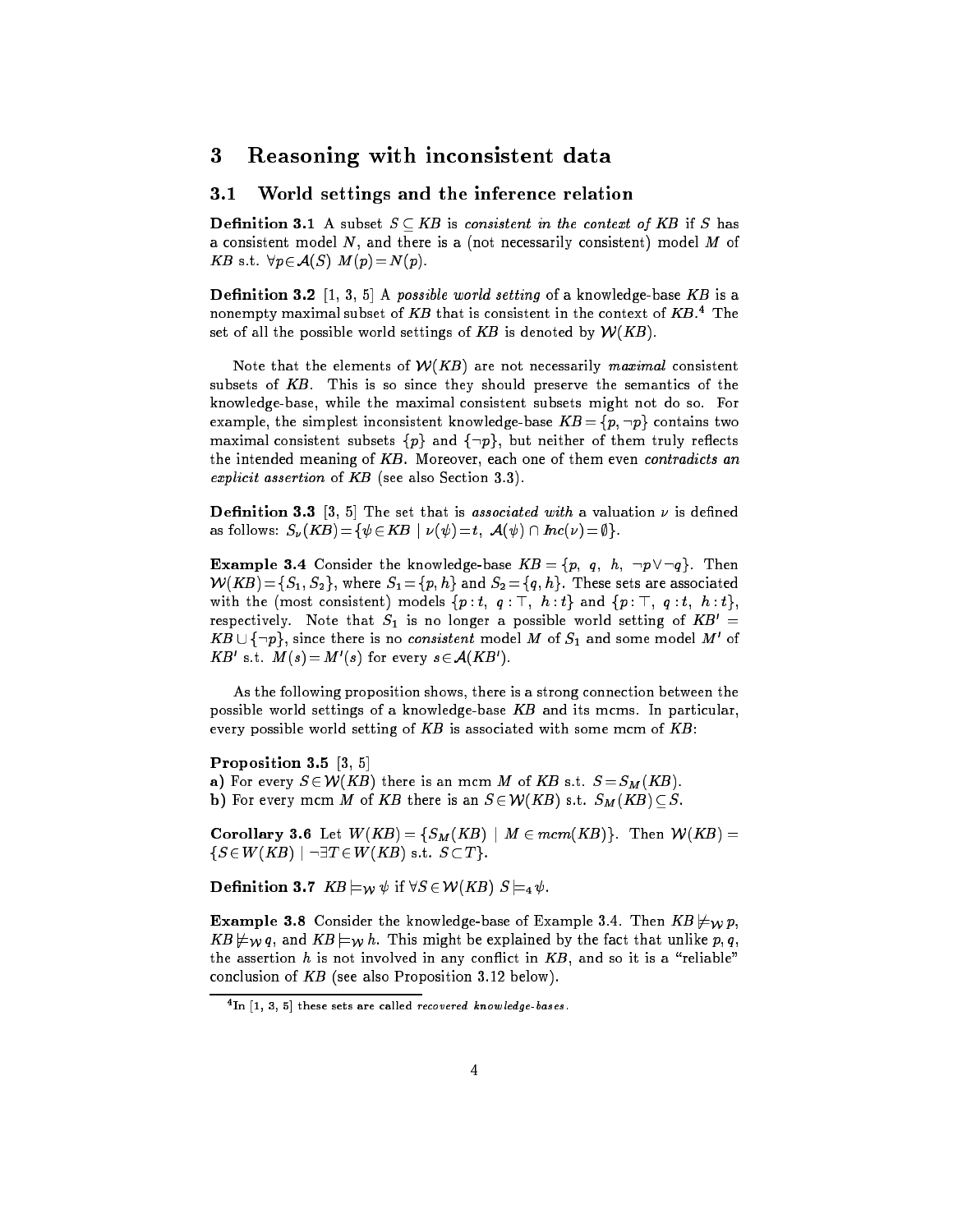## 3 Reasoning with inconsistent data

### 3.1 World settings and the inference relation

**Definition 3.1** A subset $S \subseteq KB$ is *consistent in the context of KB* if $S$ has a consistent model $N$, and there is a (not necessarily consistent) model $M$ of $KB$ s.t. $\forall p \in \mathcal{A}(S)\ M(p) = N(p)$.

**Definition 3.2** [1, 3, 5] A *possible world setting* of a knowledge-base $KB$ is a nonempty maximal subset of $KB$ that is consistent in the context of $KB$.[4] The set of all the possible world settings of $KB$ is denoted by $\mathcal{W}(KB)$.

Note that the elements of $\mathcal{W}(KB)$ are not necessarily *maximal* consistent subsets of $KB$. This is so since they should preserve the semantics of the knowledge-base, while the maximal consistent subsets might not do so. For example, the simplest inconsistent knowledge-base $KB = \{p, \neg p\}$ contains two maximal consistent subsets $\{p\}$ and $\{\neg p\}$, but neither of them truly reflects the intended meaning of $KB$. Moreover, each one of them even *contradicts an explicit assertion* of $KB$ (see also Section 3.3).

**Definition 3.3** [3, 5] The set that is *associated with* a valuation $\nu$ is defined as follows: $S_\nu(KB) = \{\psi \in KB \mid \nu(\psi) = t,\ \mathcal{A}(\psi) \cap Inc(\nu) = \emptyset\}$.

**Example 3.4** Consider the knowledge-base $KB = \{p,\ q,\ h,\ \neg p \vee \neg q\}$. Then $\mathcal{W}(KB) = \{S_1, S_2\}$, where $S_1 = \{p, h\}$ and $S_2 = \{q, h\}$. These sets are associated with the (most consistent) models $\{p:t,\ q:\top,\ h:t\}$ and $\{p:\top,\ q:t,\ h:t\}$, respectively. Note that $S_1$ is no longer a possible world setting of $KB' = KB \cup \{\neg p\}$, since there is no *consistent* model $M$ of $S_1$ and some model $M'$ of $KB'$ s.t. $M(s) = M'(s)$ for every $s \in \mathcal{A}(KB')$.

As the following proposition shows, there is a strong connection between the possible world settings of a knowledge-base $KB$ and its mcms. In particular, every possible world setting of $KB$ is associated with some mcm of $KB$:

**Proposition 3.5** [3, 5]

**a)** For every $S \in \mathcal{W}(KB)$ there is an mcm $M$ of $KB$ s.t. $S = S_M(KB)$.

**b)** For every mcm $M$ of $KB$ there is an $S \in \mathcal{W}(KB)$ s.t. $S_M(KB) \subseteq S$.

**Corollary 3.6** Let $W(KB) = \{S_M(KB) \mid M \in mcm(KB)\}$. Then $\mathcal{W}(KB) = \{S \in W(KB) \mid \neg \exists T \in W(KB) \text{ s.t. } S \subset T\}$.

**Definition 3.7** $KB \models_{\mathcal{W}} \psi$ if $\forall S \in \mathcal{W}(KB)\ S \models_4 \psi$.

**Example 3.8** Consider the knowledge-base of Example 3.4. Then $KB \not\models_{\mathcal{W}} p$, $KB \not\models_{\mathcal{W}} q$, and $KB \models_{\mathcal{W}} h$. This might be explained by the fact that unlike $p, q$, the assertion $h$ is not involved in any conflict in $KB$, and so it is a "reliable" conclusion of $KB$ (see also Proposition 3.12 below).

[4] In [1, 3, 5] these sets are called *recovered knowledge-bases*.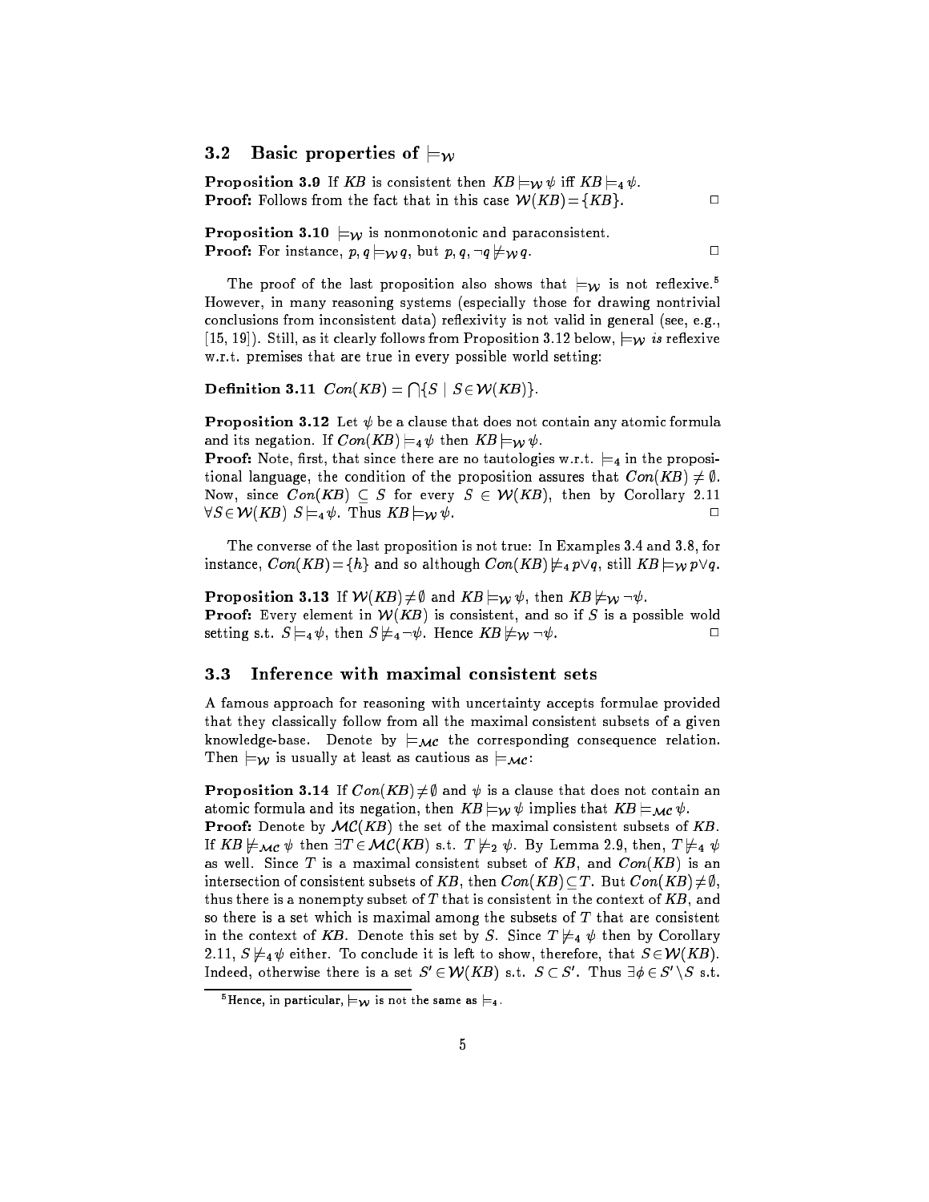### 3.2 Basic properties of $\models_{\mathcal{W}}$

**Proposition 3.9** If *KB* is consistent then $KB \models_{\mathcal{W}} \psi$ iff $KB \models_4 \psi$.
**Proof:** Follows from the fact that in this case $\mathcal{W}(KB) = \{KB\}$. □

**Proposition 3.10** $\models_{\mathcal{W}}$ is nonmonotonic and paraconsistent.
**Proof:** For instance, $p, q \models_{\mathcal{W}} q$, but $p, q, \neg q \not\models_{\mathcal{W}} q$. □

The proof of the last proposition also shows that $\models_{\mathcal{W}}$ is not reflexive.[5] However, in many reasoning systems (especially those for drawing nontrivial conclusions from inconsistent data) reflexivity is not valid in general (see, e.g., [15, 19]). Still, as it clearly follows from Proposition 3.12 below, $\models_{\mathcal{W}}$ *is* reflexive w.r.t. premises that are true in every possible world setting:

**Definition 3.11** $Con(KB) = \bigcap\{S \mid S \in \mathcal{W}(KB)\}$.

**Proposition 3.12** Let $\psi$ be a clause that does not contain any atomic formula and its negation. If $Con(KB) \models_4 \psi$ then $KB \models_{\mathcal{W}} \psi$.
**Proof:** Note, first, that since there are no tautologies w.r.t. $\models_4$ in the propositional language, the condition of the proposition assures that $Con(KB) \neq \emptyset$. Now, since $Con(KB) \subseteq S$ for every $S \in \mathcal{W}(KB)$, then by Corollary 2.11 $\forall S \in \mathcal{W}(KB)\ S \models_4 \psi$. Thus $KB \models_{\mathcal{W}} \psi$. □

The converse of the last proposition is not true: In Examples 3.4 and 3.8, for instance, $Con(KB) = \{h\}$ and so although $Con(KB) \not\models_4 p \vee q$, still $KB \models_{\mathcal{W}} p \vee q$.

**Proposition 3.13** If $\mathcal{W}(KB) \neq \emptyset$ and $KB \models_{\mathcal{W}} \psi$, then $KB \not\models_{\mathcal{W}} \neg\psi$.
**Proof:** Every element in $\mathcal{W}(KB)$ is consistent, and so if $S$ is a possible wold setting s.t. $S \models_4 \psi$, then $S \not\models_4 \neg\psi$. Hence $KB \not\models_{\mathcal{W}} \neg\psi$. □

### 3.3 Inference with maximal consistent sets

A famous approach for reasoning with uncertainty accepts formulae provided that they classically follow from all the maximal consistent subsets of a given knowledge-base. Denote by $\models_{\mathcal{MC}}$ the corresponding consequence relation. Then $\models_{\mathcal{W}}$ is usually at least as cautious as $\models_{\mathcal{MC}}$:

**Proposition 3.14** If $Con(KB) \neq \emptyset$ and $\psi$ is a clause that does not contain an atomic formula and its negation, then $KB \models_{\mathcal{W}} \psi$ implies that $KB \models_{\mathcal{MC}} \psi$.
**Proof:** Denote by $\mathcal{MC}(KB)$ the set of the maximal consistent subsets of *KB*. If $KB \not\models_{\mathcal{MC}} \psi$ then $\exists T \in \mathcal{MC}(KB)$ s.t. $T \not\models_2 \psi$. By Lemma 2.9, then, $T \not\models_4 \psi$ as well. Since $T$ is a maximal consistent subset of *KB*, and $Con(KB)$ is an intersection of consistent subsets of *KB*, then $Con(KB) \subseteq T$. But $Con(KB) \neq \emptyset$, thus there is a nonempty subset of $T$ that is consistent in the context of *KB*, and so there is a set which is maximal among the subsets of $T$ that are consistent in the context of *KB*. Denote this set by $S$. Since $T \not\models_4 \psi$ then by Corollary 2.11, $S \not\models_4 \psi$ either. To conclude it is left to show, therefore, that $S \in \mathcal{W}(KB)$. Indeed, otherwise there is a set $S' \in \mathcal{W}(KB)$ s.t. $S \subset S'$. Thus $\exists \phi \in S' \setminus S$ s.t.

[5] Hence, in particular, $\models_{\mathcal{W}}$ is not the same as $\models_4$.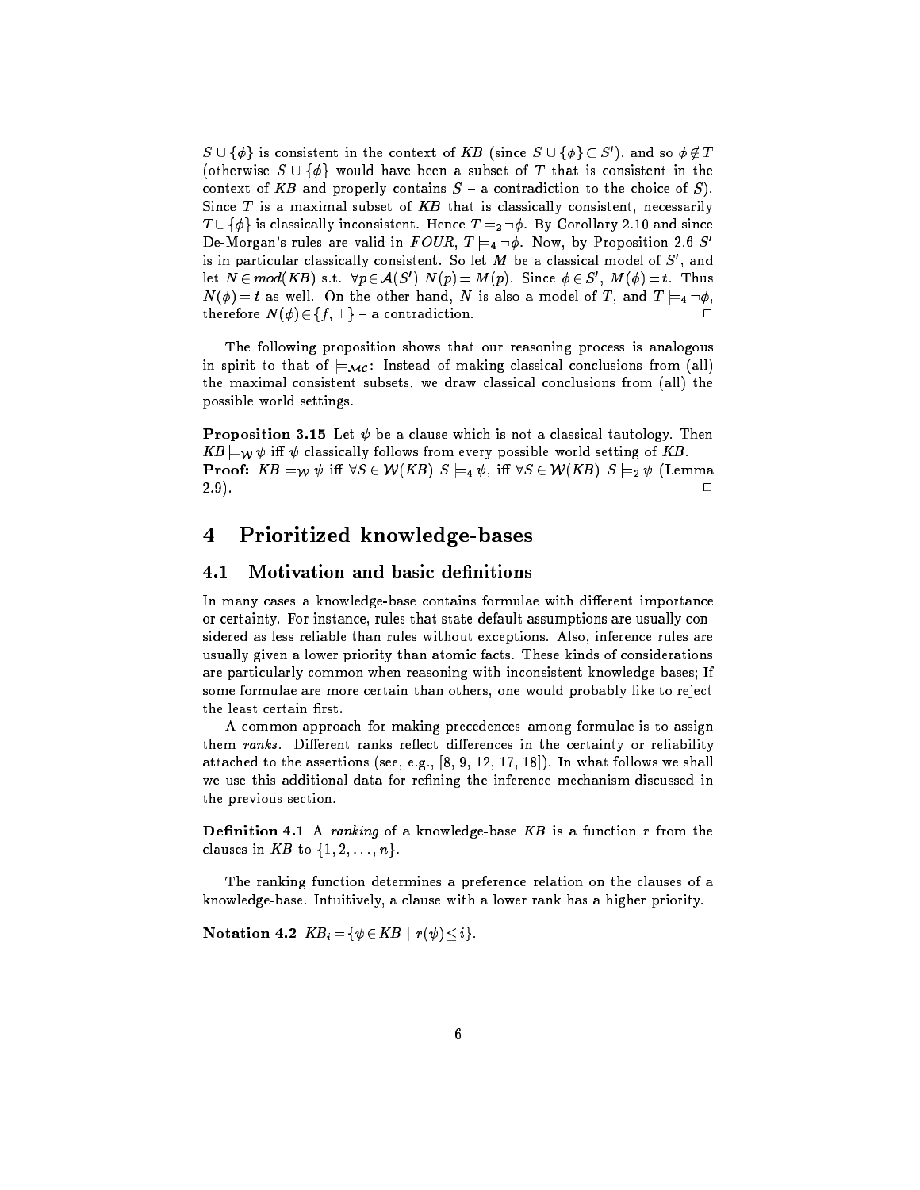$S \cup \{\phi\}$ is consistent in the context of $KB$ (since $S \cup \{\phi\} \subset S'$), and so $\phi \notin T$ (otherwise $S \cup \{\phi\}$ would have been a subset of $T$ that is consistent in the context of $KB$ and properly contains $S$ – a contradiction to the choice of $S$). Since $T$ is a maximal subset of $KB$ that is classically consistent, necessarily $T \cup \{\phi\}$ is classically inconsistent. Hence $T \models_2 \neg\phi$. By Corollary 2.10 and since De-Morgan's rules are valid in $FOUR$, $T \models_4 \neg\phi$. Now, by Proposition 2.6 $S'$ is in particular classically consistent. So let $M$ be a classical model of $S'$, and let $N \in mod(KB)$ s.t. $\forall p \in \mathcal{A}(S')\ N(p) = M(p)$. Since $\phi \in S'$, $M(\phi) = t$. Thus $N(\phi) = t$ as well. On the other hand, $N$ is also a model of $T$, and $T \models_4 \neg\phi$, therefore $N(\phi) \in \{f, \top\}$ – a contradiction. □

The following proposition shows that our reasoning process is analogous in spirit to that of $\models_{\mathcal{MC}}$: Instead of making classical conclusions from (all) the maximal consistent subsets, we draw classical conclusions from (all) the possible world settings.

**Proposition 3.15** Let $\psi$ be a clause which is not a classical tautology. Then $KB \models_{\mathcal{W}} \psi$ iff $\psi$ classically follows from every possible world setting of $KB$.
**Proof:** $KB \models_{\mathcal{W}} \psi$ iff $\forall S \in \mathcal{W}(KB)\ S \models_4 \psi$, iff $\forall S \in \mathcal{W}(KB)\ S \models_2 \psi$ (Lemma 2.9). □

# 4 Prioritized knowledge-bases

## 4.1 Motivation and basic definitions

In many cases a knowledge-base contains formulae with different importance or certainty. For instance, rules that state default assumptions are usually considered as less reliable than rules without exceptions. Also, inference rules are usually given a lower priority than atomic facts. These kinds of considerations are particularly common when reasoning with inconsistent knowledge-bases; If some formulae are more certain than others, one would probably like to reject the least certain first.

A common approach for making precedences among formulae is to assign them *ranks*. Different ranks reflect differences in the certainty or reliability attached to the assertions (see, e.g., [8, 9, 12, 17, 18]). In what follows we shall we use this additional data for refining the inference mechanism discussed in the previous section.

**Definition 4.1** A *ranking* of a knowledge-base $KB$ is a function $r$ from the clauses in $KB$ to $\{1, 2, \ldots, n\}$.

The ranking function determines a preference relation on the clauses of a knowledge-base. Intuitively, a clause with a lower rank has a higher priority.

**Notation 4.2** $KB_i = \{\psi \in KB \mid r(\psi) \leq i\}$.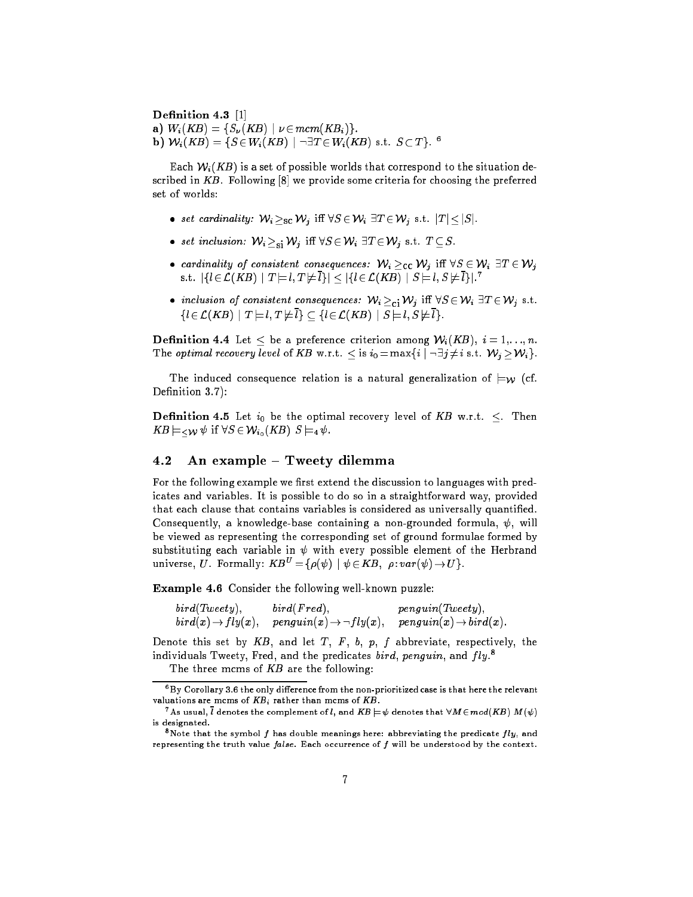**Definition 4.3** [1]
**a)** $W_i(KB) = \{S_\nu(KB) \mid \nu \in mcm(KB_i)\}$.
**b)** $\mathcal{W}_i(KB) = \{S \in W_i(KB) \mid \neg\exists T \in W_i(KB) \text{ s.t. } S \subset T\}$. [6]

Each $\mathcal{W}_i(KB)$ is a set of possible worlds that correspond to the situation described in $KB$. Following [8] we provide some criteria for choosing the preferred set of worlds:

- *set cardinality:* $\mathcal{W}_i \geq_{\text{sc}} \mathcal{W}_j$ iff $\forall S \in \mathcal{W}_i \; \exists T \in \mathcal{W}_j$ s.t. $|T| \leq |S|$.
- *set inclusion:* $\mathcal{W}_i \geq_{\text{si}} \mathcal{W}_j$ iff $\forall S \in \mathcal{W}_i \; \exists T \in \mathcal{W}_j$ s.t. $T \subseteq S$.
- *cardinality of consistent consequences:* $\mathcal{W}_i \geq_{\text{cc}} \mathcal{W}_j$ iff $\forall S \in \mathcal{W}_i \; \exists T \in \mathcal{W}_j$ s.t. $|\{l \in \mathcal{L}(KB) \mid T \models l, T \not\models \overline{l}\}| \leq |\{l \in \mathcal{L}(KB) \mid S \models l, S \not\models \overline{l}\}|$. [7]
- *inclusion of consistent consequences:* $\mathcal{W}_i \geq_{\text{ci}} \mathcal{W}_j$ iff $\forall S \in \mathcal{W}_i \; \exists T \in \mathcal{W}_j$ s.t. $\{l \in \mathcal{L}(KB) \mid T \models l, T \not\models \overline{l}\} \subseteq \{l \in \mathcal{L}(KB) \mid S \models l, S \not\models \overline{l}\}$.

**Definition 4.4** Let $\leq$ be a preference criterion among $\mathcal{W}_i(KB)$, $i = 1, \ldots, n$. The *optimal recovery level* of $KB$ w.r.t. $\leq$ is $i_0 = \max\{i \mid \neg\exists j \neq i \text{ s.t. } \mathcal{W}_j \geq \mathcal{W}_i\}$.

The induced consequence relation is a natural generalization of $\models_{\mathcal{W}}$ (cf. Definition 3.7):

**Definition 4.5** Let $i_0$ be the optimal recovery level of $KB$ w.r.t. $\leq$. Then $KB \models_{\leq\mathcal{W}} \psi$ if $\forall S \in \mathcal{W}_{i_0}(KB) \; S \models_4 \psi$.

## 4.2 An example – Tweety dilemma

For the following example we first extend the discussion to languages with predicates and variables. It is possible to do so in a straightforward way, provided that each clause that contains variables is considered as universally quantified. Consequently, a knowledge-base containing a non-grounded formula, $\psi$, will be viewed as representing the corresponding set of ground formulae formed by substituting each variable in $\psi$ with every possible element of the Herbrand universe, $U$. Formally: $KB^U = \{\rho(\psi) \mid \psi \in KB, \; \rho : var(\psi) \to U\}$.

**Example 4.6** Consider the following well-known puzzle:

$$\begin{array}{lll} bird(Tweety), & bird(Fred), & penguin(Tweety), \\ bird(x) \to fly(x), & penguin(x) \to \neg fly(x), & penguin(x) \to bird(x). \end{array}$$

Denote this set by $KB$, and let $T$, $F$, $b$, $p$, $f$ abbreviate, respectively, the individuals Tweety, Fred, and the predicates *bird*, *penguin*, and *fly*. [8]

The three mcms of $KB$ are the following:

---

[6] By Corollary 3.6 the only difference from the non-prioritized case is that here the relevant valuations are mcms of $KB_i$ rather than mcms of $KB$.

[7] As usual, $\overline{l}$ denotes the complement of $l$, and $KB \models \psi$ denotes that $\forall M \in mod(KB) \; M(\psi)$ is designated.

[8] Note that the symbol $f$ has double meanings here: abbreviating the predicate *fly*, and representing the truth value *false*. Each occurrence of $f$ will be understood by the context.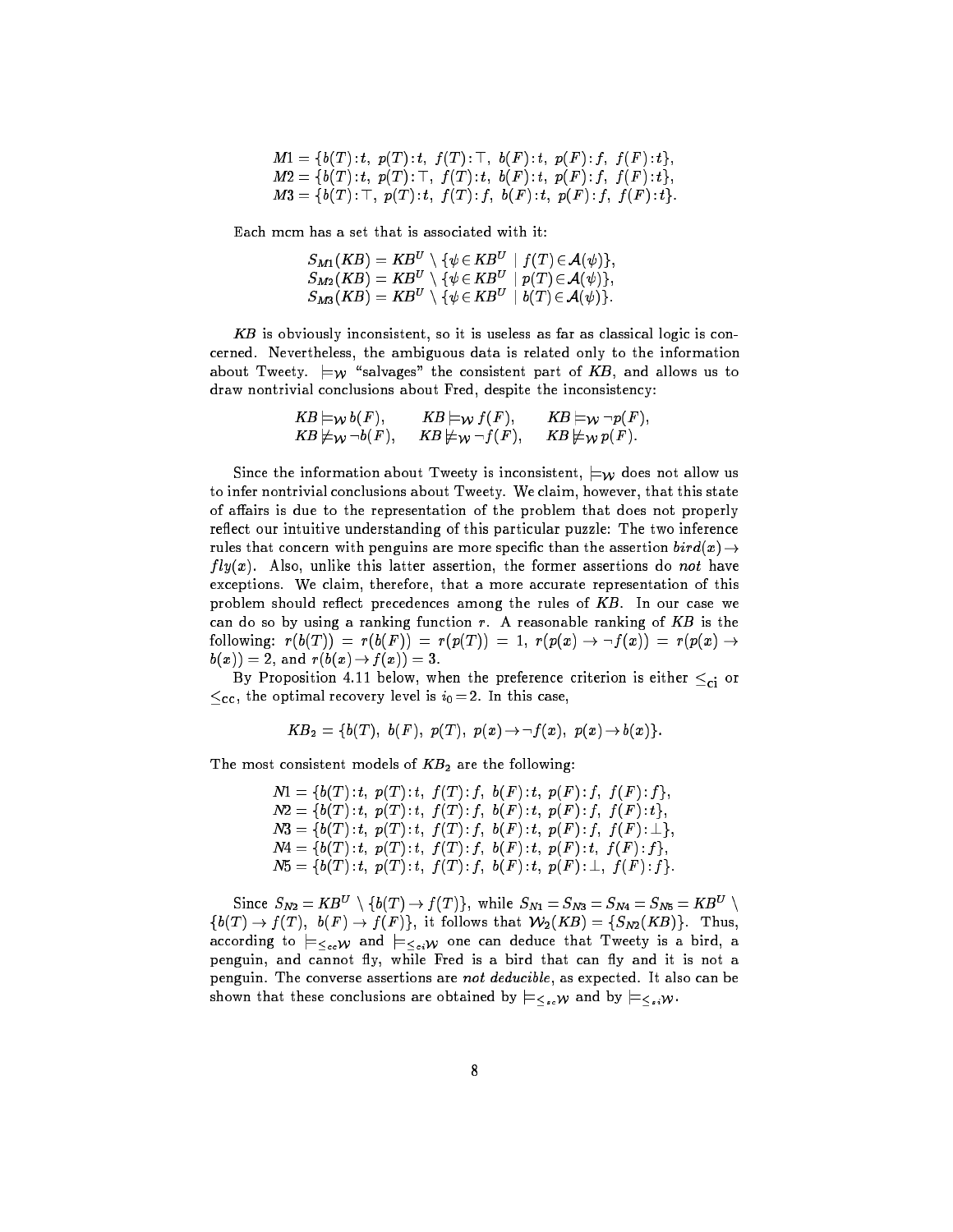$$
\begin{aligned}
M1 &= \{b(T):t,\ p(T):t,\ f(T):\top,\ b(F):t,\ p(F):f,\ f(F):t\},\\
M2 &= \{b(T):t,\ p(T):\top,\ f(T):t,\ b(F):t,\ p(F):f,\ f(F):t\},\\
M3 &= \{b(T):\top,\ p(T):t,\ f(T):f,\ b(F):t,\ p(F):f,\ f(F):t\}.
\end{aligned}
$$

Each mcm has a set that is associated with it:

$$
\begin{aligned}
S_{M1}(KB) &= KB^U \setminus \{\psi \in KB^U \mid f(T) \in \mathcal{A}(\psi)\},\\
S_{M2}(KB) &= KB^U \setminus \{\psi \in KB^U \mid p(T) \in \mathcal{A}(\psi)\},\\
S_{M3}(KB) &= KB^U \setminus \{\psi \in KB^U \mid b(T) \in \mathcal{A}(\psi)\}.
\end{aligned}
$$

$KB$ is obviously inconsistent, so it is useless as far as classical logic is concerned. Nevertheless, the ambiguous data is related only to the information about Tweety. $\models_{\mathcal{W}}$ "salvages" the consistent part of $KB$, and allows us to draw nontrivial conclusions about Fred, despite the inconsistency:

$$
\begin{array}{lll}
KB \models_{\mathcal{W}} b(F), & KB \models_{\mathcal{W}} f(F), & KB \models_{\mathcal{W}} \neg p(F),\\
KB \not\models_{\mathcal{W}} \neg b(F), & KB \not\models_{\mathcal{W}} \neg f(F), & KB \not\models_{\mathcal{W}} p(F).
\end{array}
$$

Since the information about Tweety is inconsistent, $\models_{\mathcal{W}}$ does not allow us to infer nontrivial conclusions about Tweety. We claim, however, that this state of affairs is due to the representation of the problem that does not properly reflect our intuitive understanding of this particular puzzle: The two inference rules that concern with penguins are more specific than the assertion $bird(x) \rightarrow fly(x)$. Also, unlike this latter assertion, the former assertions do *not* have exceptions. We claim, therefore, that a more accurate representation of this problem should reflect precedences among the rules of $KB$. In our case we can do so by using a ranking function $r$. A reasonable ranking of $KB$ is the following: $r(b(T)) = r(b(F)) = r(p(T)) = 1$, $r(p(x) \rightarrow \neg f(x)) = r(p(x) \rightarrow b(x)) = 2$, and $r(b(x) \rightarrow f(x)) = 3$.

By Proposition 4.11 below, when the preference criterion is either $\leq_{\mathrm{ci}}$ or $\leq_{\mathrm{cc}}$, the optimal recovery level is $i_0 = 2$. In this case,

$$
KB_2 = \{b(T),\ b(F),\ p(T),\ p(x) \rightarrow \neg f(x),\ p(x) \rightarrow b(x)\}.
$$

The most consistent models of $KB_2$ are the following:

$$
\begin{aligned}
N1 &= \{b(T):t,\ p(T):t,\ f(T):f,\ b(F):t,\ p(F):f,\ f(F):f\},\\
N2 &= \{b(T):t,\ p(T):t,\ f(T):f,\ b(F):t,\ p(F):f,\ f(F):t\},\\
N3 &= \{b(T):t,\ p(T):t,\ f(T):f,\ b(F):t,\ p(F):f,\ f(F):\bot\},\\
N4 &= \{b(T):t,\ p(T):t,\ f(T):f,\ b(F):t,\ p(F):t,\ f(F):f\},\\
N5 &= \{b(T):t,\ p(T):t,\ f(T):f,\ b(F):t,\ p(F):\bot,\ f(F):f\}.
\end{aligned}
$$

Since $S_{N2} = KB^U \setminus \{b(T) \rightarrow f(T)\}$, while $S_{N1} = S_{N3} = S_{N4} = S_{N5} = KB^U \setminus \{b(T) \rightarrow f(T),\ b(F) \rightarrow f(F)\}$, it follows that $\mathcal{W}_2(KB) = \{S_{N2}(KB)\}$. Thus, according to $\models_{\leq_{cc}\mathcal{W}}$ and $\models_{\leq_{ci}\mathcal{W}}$ one can deduce that Tweety is a bird, a penguin, and cannot fly, while Fred is a bird that can fly and it is not a penguin. The converse assertions are *not deducible*, as expected. It also can be shown that these conclusions are obtained by $\models_{\leq_{sc}\mathcal{W}}$ and by $\models_{\leq_{si}\mathcal{W}}$.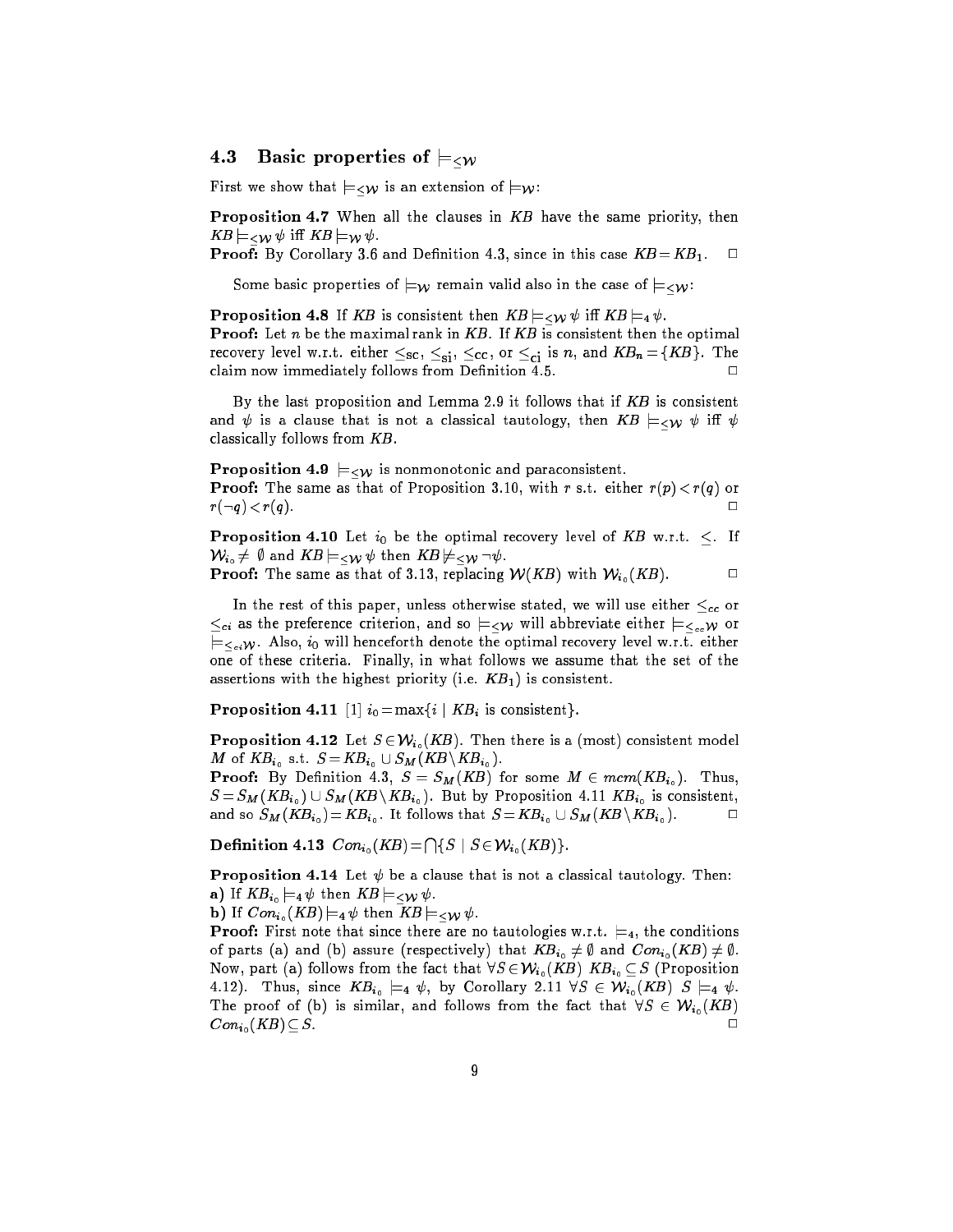### 4.3 Basic properties of $\models_{\leq\mathcal{W}}$

First we show that $\models_{\leq\mathcal{W}}$ is an extension of $\models_{\mathcal{W}}$:

**Proposition 4.7** When all the clauses in $KB$ have the same priority, then $KB \models_{\leq\mathcal{W}} \psi$ iff $KB \models_{\mathcal{W}} \psi$.

**Proof:** By Corollary 3.6 and Definition 4.3, since in this case $KB = KB_1$. $\square$

Some basic properties of $\models_{\mathcal{W}}$ remain valid also in the case of $\models_{\leq\mathcal{W}}$:

**Proposition 4.8** If $KB$ is consistent then $KB \models_{\leq\mathcal{W}} \psi$ iff $KB \models_4 \psi$.

**Proof:** Let $n$ be the maximal rank in $KB$. If $KB$ is consistent then the optimal recovery level w.r.t. either $\leq_{\rm sc}$, $\leq_{\rm si}$, $\leq_{\rm cc}$, or $\leq_{\rm ci}$ is $n$, and $KB_n = \{KB\}$. The claim now immediately follows from Definition 4.5. $\square$

By the last proposition and Lemma 2.9 it follows that if $KB$ is consistent and $\psi$ is a clause that is not a classical tautology, then $KB \models_{\leq\mathcal{W}} \psi$ iff $\psi$ classically follows from $KB$.

**Proposition 4.9** $\models_{\leq\mathcal{W}}$ is nonmonotonic and paraconsistent.

**Proof:** The same as that of Proposition 3.10, with $r$ s.t. either $r(p) < r(q)$ or $r(\neg q) < r(q)$. $\square$

**Proposition 4.10** Let $i_0$ be the optimal recovery level of $KB$ w.r.t. $\leq$. If $\mathcal{W}_{i_0} \neq \emptyset$ and $KB \models_{\leq\mathcal{W}} \psi$ then $KB \not\models_{\leq\mathcal{W}} \neg\psi$.

**Proof:** The same as that of 3.13, replacing $\mathcal{W}(KB)$ with $\mathcal{W}_{i_0}(KB)$. $\square$

In the rest of this paper, unless otherwise stated, we will use either $\leq_{cc}$ or $\leq_{ci}$ as the preference criterion, and so $\models_{\leq\mathcal{W}}$ will abbreviate either $\models_{\leq_{cc}\mathcal{W}}$ or $\models_{\leq_{ci}\mathcal{W}}$. Also, $i_0$ will henceforth denote the optimal recovery level w.r.t. either one of these criteria. Finally, in what follows we assume that the set of the assertions with the highest priority (i.e. $KB_1$) is consistent.

**Proposition 4.11** [1] $i_0 = \max\{i \mid KB_i \text{ is consistent}\}$.

**Proposition 4.12** Let $S \in \mathcal{W}_{i_0}(KB)$. Then there is a (most) consistent model $M$ of $KB_{i_0}$ s.t. $S = KB_{i_0} \cup S_M(KB \setminus KB_{i_0})$.

**Proof:** By Definition 4.3, $S = S_M(KB)$ for some $M \in mcm(KB_{i_0})$. Thus, $S = S_M(KB_{i_0}) \cup S_M(KB \setminus KB_{i_0})$. But by Proposition 4.11 $KB_{i_0}$ is consistent, and so $S_M(KB_{i_0}) = KB_{i_0}$. It follows that $S = KB_{i_0} \cup S_M(KB \setminus KB_{i_0})$. $\square$

**Definition 4.13** $Con_{i_0}(KB) = \bigcap\{S \mid S \in \mathcal{W}_{i_0}(KB)\}$.

**Proposition 4.14** Let $\psi$ be a clause that is not a classical tautology. Then:

**a)** If $KB_{i_0} \models_4 \psi$ then $KB \models_{\leq\mathcal{W}} \psi$.

**b)** If $Con_{i_0}(KB) \models_4 \psi$ then $KB \models_{\leq\mathcal{W}} \psi$.

**Proof:** First note that since there are no tautologies w.r.t. $\models_4$, the conditions of parts (a) and (b) assure (respectively) that $KB_{i_0} \neq \emptyset$ and $Con_{i_0}(KB) \neq \emptyset$. Now, part (a) follows from the fact that $\forall S \in \mathcal{W}_{i_0}(KB)$ $KB_{i_0} \subseteq S$ (Proposition 4.12). Thus, since $KB_{i_0} \models_4 \psi$, by Corollary 2.11 $\forall S \in \mathcal{W}_{i_0}(KB)$ $S \models_4 \psi$. The proof of (b) is similar, and follows from the fact that $\forall S \in \mathcal{W}_{i_0}(KB)$ $Con_{i_0}(KB) \subseteq S$. $\square$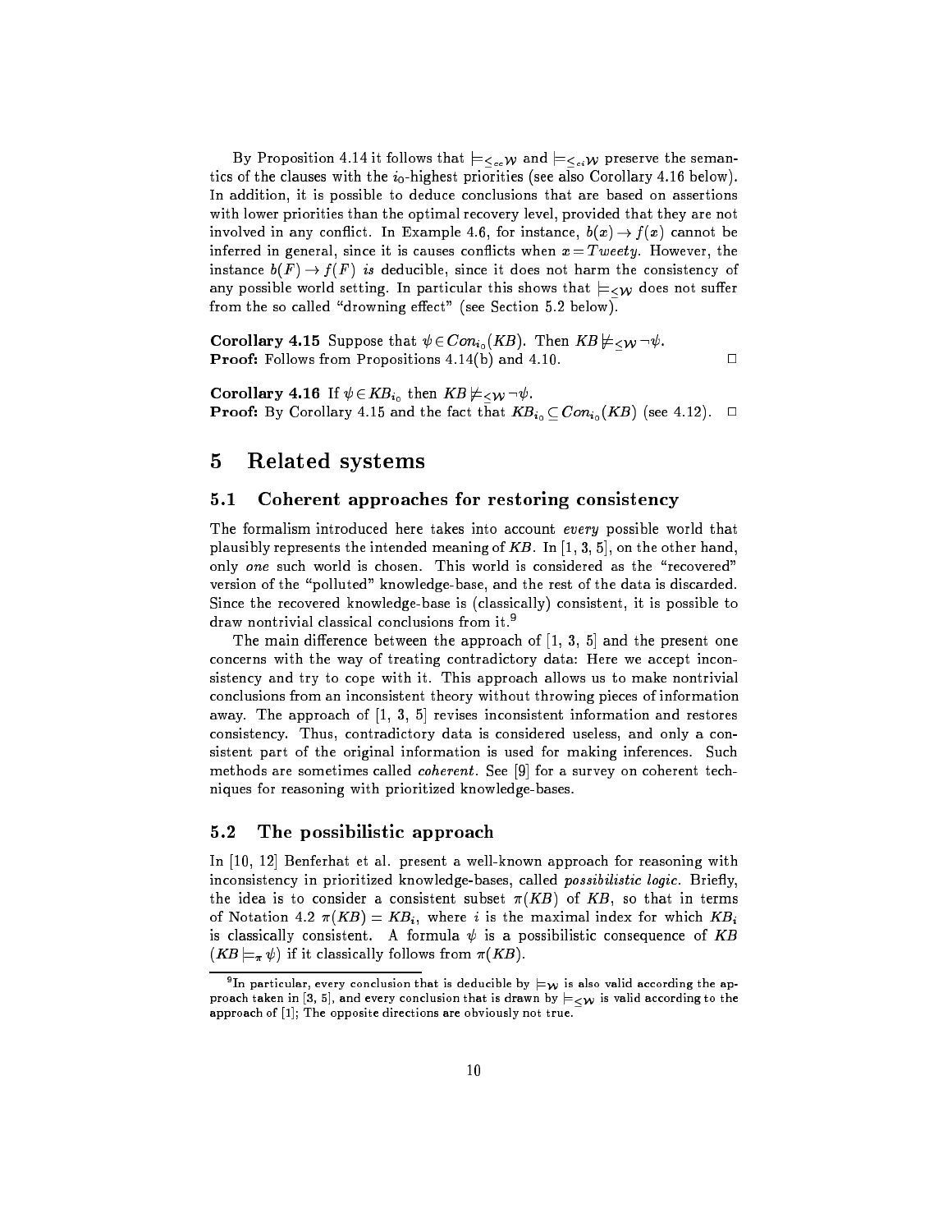By Proposition 4.14 it follows that $\models_{\leq_{cc}\mathcal{W}}$ and $\models_{\leq_{ci}\mathcal{W}}$ preserve the semantics of the clauses with the $i_0$-highest priorities (see also Corollary 4.16 below). In addition, it is possible to deduce conclusions that are based on assertions with lower priorities than the optimal recovery level, provided that they are not involved in any conflict. In Example 4.6, for instance, $b(x) \to f(x)$ cannot be inferred in general, since it is causes conflicts when $x = Tweety$. However, the instance $b(F) \to f(F)$ *is* deducible, since it does not harm the consistency of any possible world setting. In particular this shows that $\models_{\leq\mathcal{W}}$ does not suffer from the so called "drowning effect" (see Section 5.2 below).

**Corollary 4.15** Suppose that $\psi \in Con_{i_0}(KB)$. Then $KB \not\models_{\leq\mathcal{W}} \neg\psi$.
**Proof:** Follows from Propositions 4.14(b) and 4.10. □

**Corollary 4.16** If $\psi \in KB_{i_0}$ then $KB \not\models_{\leq\mathcal{W}} \neg\psi$.
**Proof:** By Corollary 4.15 and the fact that $KB_{i_0} \subseteq Con_{i_0}(KB)$ (see 4.12). □

# 5 Related systems

## 5.1 Coherent approaches for restoring consistency

The formalism introduced here takes into account *every* possible world that plausibly represents the intended meaning of $KB$. In [1, 3, 5], on the other hand, only *one* such world is chosen. This world is considered as the "recovered" version of the "polluted" knowledge-base, and the rest of the data is discarded. Since the recovered knowledge-base is (classically) consistent, it is possible to draw nontrivial classical conclusions from it.[9]

The main difference between the approach of [1, 3, 5] and the present one concerns with the way of treating contradictory data: Here we accept inconsistency and try to cope with it. This approach allows us to make nontrivial conclusions from an inconsistent theory without throwing pieces of information away. The approach of [1, 3, 5] revises inconsistent information and restores consistency. Thus, contradictory data is considered useless, and only a consistent part of the original information is used for making inferences. Such methods are sometimes called *coherent*. See [9] for a survey on coherent techniques for reasoning with prioritized knowledge-bases.

## 5.2 The possibilistic approach

In [10, 12] Benferhat et al. present a well-known approach for reasoning with inconsistency in prioritized knowledge-bases, called *possibilistic logic*. Briefly, the idea is to consider a consistent subset $\pi(KB)$ of $KB$, so that in terms of Notation 4.2 $\pi(KB) = KB_i$, where $i$ is the maximal index for which $KB_i$ is classically consistent. A formula $\psi$ is a possibilistic consequence of $KB$ ($KB \models_\pi \psi$) if it classically follows from $\pi(KB)$.

[9] In particular, every conclusion that is deducible by $\models_{\mathcal{W}}$ is also valid according the approach taken in [3, 5], and every conclusion that is drawn by $\models_{\leq\mathcal{W}}$ is valid according to the approach of [1]; The opposite directions are obviously not true.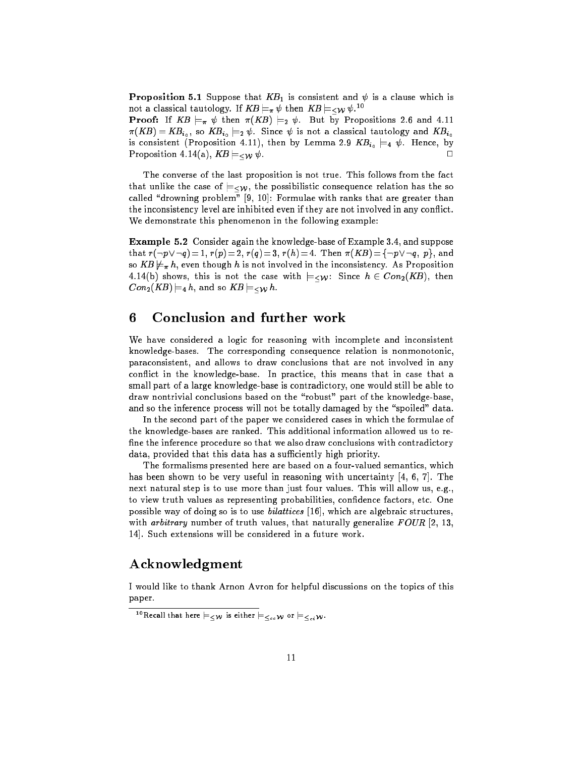**Proposition 5.1** Suppose that $KB_1$ is consistent and $\psi$ is a clause which is not a classical tautology. If $KB \models_\pi \psi$ then $KB \models_{\leq \mathcal{W}} \psi$.[10]

**Proof:** If $KB \models_\pi \psi$ then $\pi(KB) \models_2 \psi$. But by Propositions 2.6 and 4.11 $\pi(KB) = KB_{i_0}$, so $KB_{i_0} \models_2 \psi$. Since $\psi$ is not a classical tautology and $KB_{i_0}$ is consistent (Proposition 4.11), then by Lemma 2.9 $KB_{i_0} \models_4 \psi$. Hence, by Proposition 4.14(a), $KB \models_{\leq \mathcal{W}} \psi$. □

The converse of the last proposition is not true. This follows from the fact that unlike the case of $\models_{\leq \mathcal{W}}$, the possibilistic consequence relation has the so called "drowning problem" [9, 10]: Formulae with ranks that are greater than the inconsistency level are inhibited even if they are not involved in any conflict. We demonstrate this phenomenon in the following example:

**Example 5.2** Consider again the knowledge-base of Example 3.4, and suppose that $r(\neg p \vee \neg q) = 1$, $r(p) = 2$, $r(q) = 3$, $r(h) = 4$. Then $\pi(KB) = \{\neg p \vee \neg q,\ p\}$, and so $KB \not\models_\pi h$, even though $h$ is not involved in the inconsistency. As Proposition 4.14(b) shows, this is not the case with $\models_{\leq \mathcal{W}}$: Since $h \in Con_2(KB)$, then $Con_2(KB) \models_4 h$, and so $KB \models_{\leq \mathcal{W}} h$.

## 6 Conclusion and further work

We have considered a logic for reasoning with incomplete and inconsistent knowledge-bases. The corresponding consequence relation is nonmonotonic, paraconsistent, and allows to draw conclusions that are not involved in any conflict in the knowledge-base. In practice, this means that in case that a small part of a large knowledge-base is contradictory, one would still be able to draw nontrivial conclusions based on the "robust" part of the knowledge-base, and so the inference process will not be totally damaged by the "spoiled" data.

In the second part of the paper we considered cases in which the formulae of the knowledge-bases are ranked. This additional information allowed us to refine the inference procedure so that we also draw conclusions with contradictory data, provided that this data has a sufficiently high priority.

The formalisms presented here are based on a four-valued semantics, which has been shown to be very useful in reasoning with uncertainty [4, 6, 7]. The next natural step is to use more than just four values. This will allow us, e.g., to view truth values as representing probabilities, confidence factors, etc. One possible way of doing so is to use *bilattices* [16], which are algebraic structures, with *arbitrary* number of truth values, that naturally generalize $FOUR$ [2, 13, 14]. Such extensions will be considered in a future work.

## Acknowledgment

I would like to thank Arnon Avron for helpful discussions on the topics of this paper.

---

[10] Recall that here $\models_{\leq \mathcal{W}}$ is either $\models_{\leq_{cc}\mathcal{W}}$ or $\models_{\leq_{ci}\mathcal{W}}$.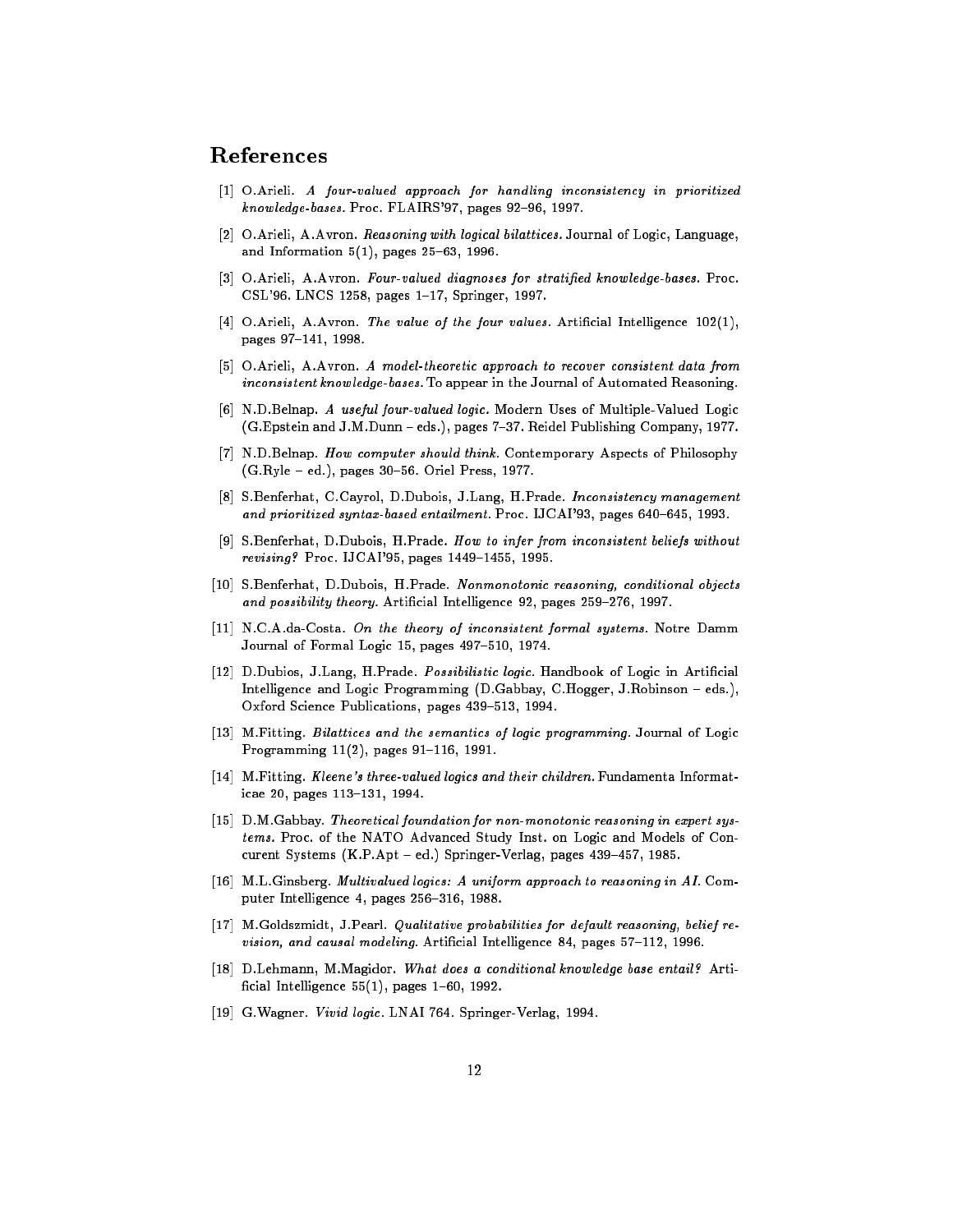## References

[1] O.Arieli. *A four-valued approach for handling inconsistency in prioritized knowledge-bases.* Proc. FLAIRS'97, pages 92–96, 1997.

[2] O.Arieli, A.Avron. *Reasoning with logical bilattices.* Journal of Logic, Language, and Information 5(1), pages 25–63, 1996.

[3] O.Arieli, A.Avron. *Four-valued diagnoses for stratified knowledge-bases.* Proc. CSL'96. LNCS 1258, pages 1–17, Springer, 1997.

[4] O.Arieli, A.Avron. *The value of the four values.* Artificial Intelligence 102(1), pages 97–141, 1998.

[5] O.Arieli, A.Avron. *A model-theoretic approach to recover consistent data from inconsistent knowledge-bases.* To appear in the Journal of Automated Reasoning.

[6] N.D.Belnap. *A useful four-valued logic.* Modern Uses of Multiple-Valued Logic (G.Epstein and J.M.Dunn – eds.), pages 7–37. Reidel Publishing Company, 1977.

[7] N.D.Belnap. *How computer should think.* Contemporary Aspects of Philosophy (G.Ryle – ed.), pages 30–56. Oriel Press, 1977.

[8] S.Benferhat, C.Cayrol, D.Dubois, J.Lang, H.Prade. *Inconsistency management and prioritized syntax-based entailment.* Proc. IJCAI'93, pages 640–645, 1993.

[9] S.Benferhat, D.Dubois, H.Prade. *How to infer from inconsistent beliefs without revising?* Proc. IJCAI'95, pages 1449–1455, 1995.

[10] S.Benferhat, D.Dubois, H.Prade. *Nonmonotonic reasoning, conditional objects and possibility theory.* Artificial Intelligence 92, pages 259–276, 1997.

[11] N.C.A.da-Costa. *On the theory of inconsistent formal systems.* Notre Damm Journal of Formal Logic 15, pages 497–510, 1974.

[12] D.Dubios, J.Lang, H.Prade. *Possibilistic logic.* Handbook of Logic in Artificial Intelligence and Logic Programming (D.Gabbay, C.Hogger, J.Robinson – eds.), Oxford Science Publications, pages 439–513, 1994.

[13] M.Fitting. *Bilattices and the semantics of logic programming.* Journal of Logic Programming 11(2), pages 91–116, 1991.

[14] M.Fitting. *Kleene's three-valued logics and their children.* Fundamenta Informaticae 20, pages 113–131, 1994.

[15] D.M.Gabbay. *Theoretical foundation for non-monotonic reasoning in expert systems.* Proc. of the NATO Advanced Study Inst. on Logic and Models of Concurent Systems (K.P.Apt – ed.) Springer-Verlag, pages 439–457, 1985.

[16] M.L.Ginsberg. *Multivalued logics: A uniform approach to reasoning in AI.* Computer Intelligence 4, pages 256–316, 1988.

[17] M.Goldszmidt, J.Pearl. *Qualitative probabilities for default reasoning, belief revision, and causal modeling.* Artificial Intelligence 84, pages 57–112, 1996.

[18] D.Lehmann, M.Magidor. *What does a conditional knowledge base entail?* Artificial Intelligence 55(1), pages 1–60, 1992.

[19] G.Wagner. *Vivid logic.* LNAI 764. Springer-Verlag, 1994.